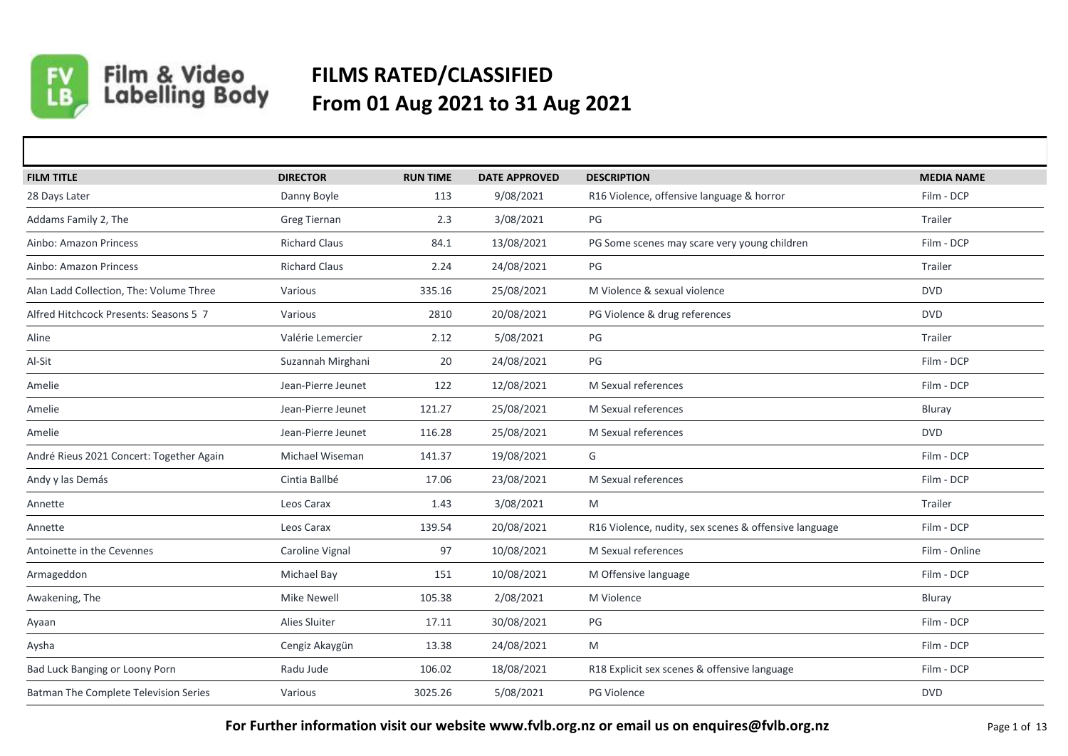Film & Video Labelling Body

# FILMS RATED/CLASSIFIED
# From 01 Aug 2021 to 31 Aug 2021

| FILM TITLE | DIRECTOR | RUN TIME | DATE APPROVED | DESCRIPTION | MEDIA NAME |
|---|---|---|---|---|---|
| 28 Days Later | Danny Boyle | 113 | 9/08/2021 | R16 Violence, offensive language & horror | Film - DCP |
| Addams Family 2, The | Greg Tiernan | 2.3 | 3/08/2021 | PG | Trailer |
| Ainbo: Amazon Princess | Richard Claus | 84.1 | 13/08/2021 | PG Some scenes may scare very young children | Film - DCP |
| Ainbo: Amazon Princess | Richard Claus | 2.24 | 24/08/2021 | PG | Trailer |
| Alan Ladd Collection, The: Volume Three | Various | 335.16 | 25/08/2021 | M Violence & sexual violence | DVD |
| Alfred Hitchcock Presents: Seasons 5 7 | Various | 2810 | 20/08/2021 | PG Violence & drug references | DVD |
| Aline | Valérie Lemercier | 2.12 | 5/08/2021 | PG | Trailer |
| Al-Sit | Suzannah Mirghani | 20 | 24/08/2021 | PG | Film - DCP |
| Amelie | Jean-Pierre Jeunet | 122 | 12/08/2021 | M Sexual references | Film - DCP |
| Amelie | Jean-Pierre Jeunet | 121.27 | 25/08/2021 | M Sexual references | Bluray |
| Amelie | Jean-Pierre Jeunet | 116.28 | 25/08/2021 | M Sexual references | DVD |
| André Rieus 2021 Concert: Together Again | Michael Wiseman | 141.37 | 19/08/2021 | G | Film - DCP |
| Andy y las Demás | Cintia Ballbé | 17.06 | 23/08/2021 | M Sexual references | Film - DCP |
| Annette | Leos Carax | 1.43 | 3/08/2021 | M | Trailer |
| Annette | Leos Carax | 139.54 | 20/08/2021 | R16 Violence, nudity, sex scenes & offensive language | Film - DCP |
| Antoinette in the Cevennes | Caroline Vignal | 97 | 10/08/2021 | M Sexual references | Film - Online |
| Armageddon | Michael Bay | 151 | 10/08/2021 | M Offensive language | Film - DCP |
| Awakening, The | Mike Newell | 105.38 | 2/08/2021 | M Violence | Bluray |
| Ayaan | Alies Sluiter | 17.11 | 30/08/2021 | PG | Film - DCP |
| Aysha | Cengiz Akaygün | 13.38 | 24/08/2021 | M | Film - DCP |
| Bad Luck Banging or Loony Porn | Radu Jude | 106.02 | 18/08/2021 | R18 Explicit sex scenes & offensive language | Film - DCP |
| Batman The Complete Television Series | Various | 3025.26 | 5/08/2021 | PG Violence | DVD |

**For Further information visit our website www.fvlb.org.nz or email us on enquires@fvlb.org.nz**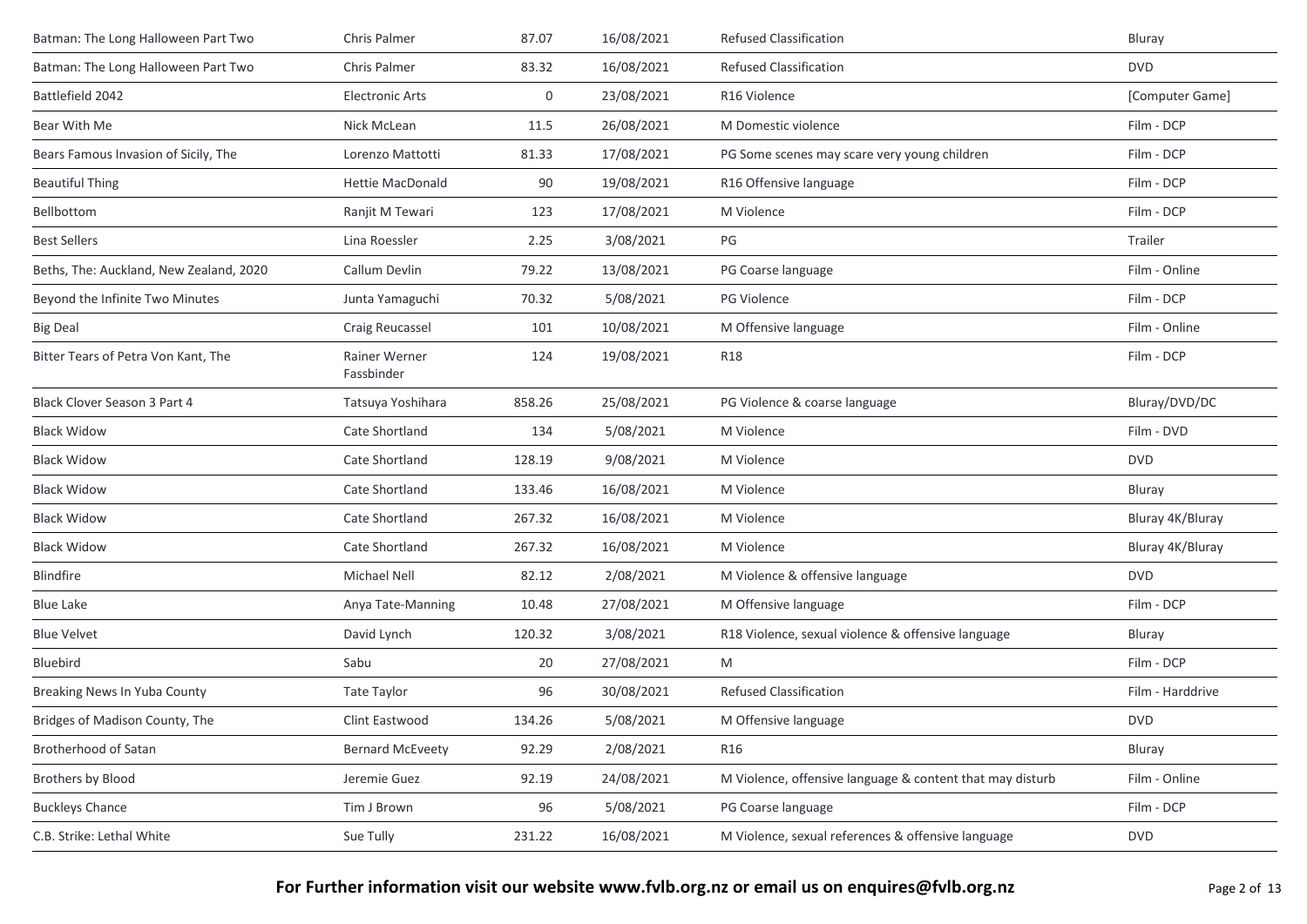| | | | | | |
|---|---|---|---|---|---|
| Batman: The Long Halloween Part Two | Chris Palmer | 87.07 | 16/08/2021 | Refused Classification | Bluray |
| Batman: The Long Halloween Part Two | Chris Palmer | 83.32 | 16/08/2021 | Refused Classification | DVD |
| Battlefield 2042 | Electronic Arts | 0 | 23/08/2021 | R16 Violence | [Computer Game] |
| Bear With Me | Nick McLean | 11.5 | 26/08/2021 | M Domestic violence | Film - DCP |
| Bears Famous Invasion of Sicily, The | Lorenzo Mattotti | 81.33 | 17/08/2021 | PG Some scenes may scare very young children | Film - DCP |
| Beautiful Thing | Hettie MacDonald | 90 | 19/08/2021 | R16 Offensive language | Film - DCP |
| Bellbottom | Ranjit M Tewari | 123 | 17/08/2021 | M Violence | Film - DCP |
| Best Sellers | Lina Roessler | 2.25 | 3/08/2021 | PG | Trailer |
| Beths, The: Auckland, New Zealand, 2020 | Callum Devlin | 79.22 | 13/08/2021 | PG Coarse language | Film - Online |
| Beyond the Infinite Two Minutes | Junta Yamaguchi | 70.32 | 5/08/2021 | PG Violence | Film - DCP |
| Big Deal | Craig Reucassel | 101 | 10/08/2021 | M Offensive language | Film - Online |
| Bitter Tears of Petra Von Kant, The | Rainer Werner Fassbinder | 124 | 19/08/2021 | R18 | Film - DCP |
| Black Clover Season 3 Part 4 | Tatsuya Yoshihara | 858.26 | 25/08/2021 | PG Violence & coarse language | Bluray/DVD/DC |
| Black Widow | Cate Shortland | 134 | 5/08/2021 | M Violence | Film - DVD |
| Black Widow | Cate Shortland | 128.19 | 9/08/2021 | M Violence | DVD |
| Black Widow | Cate Shortland | 133.46 | 16/08/2021 | M Violence | Bluray |
| Black Widow | Cate Shortland | 267.32 | 16/08/2021 | M Violence | Bluray 4K/Bluray |
| Black Widow | Cate Shortland | 267.32 | 16/08/2021 | M Violence | Bluray 4K/Bluray |
| Blindfire | Michael Nell | 82.12 | 2/08/2021 | M Violence & offensive language | DVD |
| Blue Lake | Anya Tate-Manning | 10.48 | 27/08/2021 | M Offensive language | Film - DCP |
| Blue Velvet | David Lynch | 120.32 | 3/08/2021 | R18 Violence, sexual violence & offensive language | Bluray |
| Bluebird | Sabu | 20 | 27/08/2021 | M | Film - DCP |
| Breaking News In Yuba County | Tate Taylor | 96 | 30/08/2021 | Refused Classification | Film - Harddrive |
| Bridges of Madison County, The | Clint Eastwood | 134.26 | 5/08/2021 | M Offensive language | DVD |
| Brotherhood of Satan | Bernard McEveety | 92.29 | 2/08/2021 | R16 | Bluray |
| Brothers by Blood | Jeremie Guez | 92.19 | 24/08/2021 | M Violence, offensive language & content that may disturb | Film - Online |
| Buckleys Chance | Tim J Brown | 96 | 5/08/2021 | PG Coarse language | Film - DCP |
| C.B. Strike: Lethal White | Sue Tully | 231.22 | 16/08/2021 | M Violence, sexual references & offensive language | DVD |

**For Further information visit our website www.fvlb.org.nz or email us on enquires@fvlb.org.nz**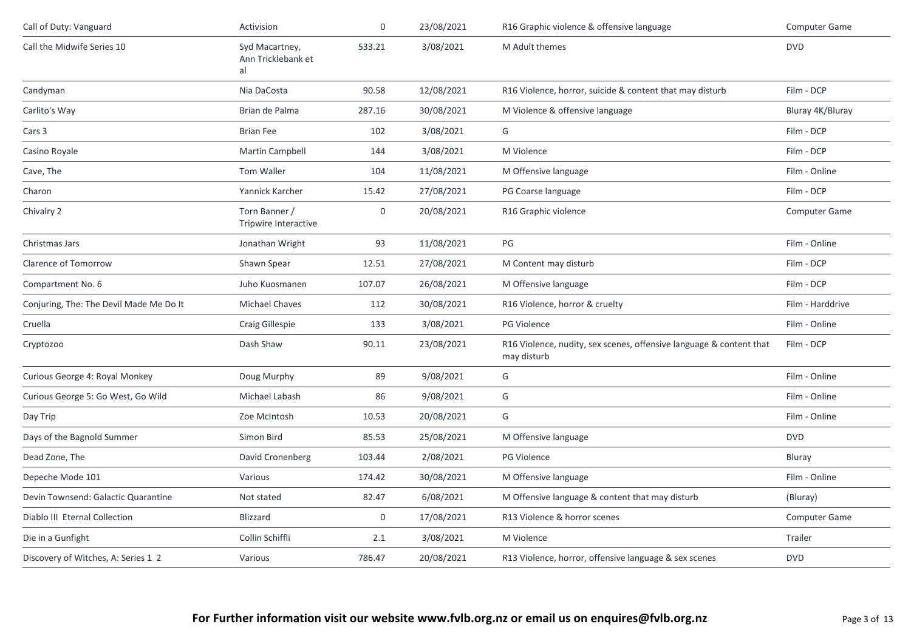| | | | | | |
|---|---|---|---|---|---|
| Call of Duty: Vanguard | Activision | 0 | 23/08/2021 | R16 Graphic violence & offensive language | Computer Game |
| Call the Midwife Series 10 | Syd Macartney, Ann Tricklebank et al | 533.21 | 3/08/2021 | M Adult themes | DVD |
| Candyman | Nia DaCosta | 90.58 | 12/08/2021 | R16 Violence, horror, suicide & content that may disturb | Film - DCP |
| Carlito's Way | Brian de Palma | 287.16 | 30/08/2021 | M Violence & offensive language | Bluray 4K/Bluray |
| Cars 3 | Brian Fee | 102 | 3/08/2021 | G | Film - DCP |
| Casino Royale | Martin Campbell | 144 | 3/08/2021 | M Violence | Film - DCP |
| Cave, The | Tom Waller | 104 | 11/08/2021 | M Offensive language | Film - Online |
| Charon | Yannick Karcher | 15.42 | 27/08/2021 | PG Coarse language | Film - DCP |
| Chivalry 2 | Torn Banner / Tripwire Interactive | 0 | 20/08/2021 | R16 Graphic violence | Computer Game |
| Christmas Jars | Jonathan Wright | 93 | 11/08/2021 | PG | Film - Online |
| Clarence of Tomorrow | Shawn Spear | 12.51 | 27/08/2021 | M Content may disturb | Film - DCP |
| Compartment No. 6 | Juho Kuosmanen | 107.07 | 26/08/2021 | M Offensive language | Film - DCP |
| Conjuring, The: The Devil Made Me Do It | Michael Chaves | 112 | 30/08/2021 | R16 Violence, horror & cruelty | Film - Harddrive |
| Cruella | Craig Gillespie | 133 | 3/08/2021 | PG Violence | Film - Online |
| Cryptozoo | Dash Shaw | 90.11 | 23/08/2021 | R16 Violence, nudity, sex scenes, offensive language & content that may disturb | Film - DCP |
| Curious George 4: Royal Monkey | Doug Murphy | 89 | 9/08/2021 | G | Film - Online |
| Curious George 5: Go West, Go Wild | Michael Labash | 86 | 9/08/2021 | G | Film - Online |
| Day Trip | Zoe McIntosh | 10.53 | 20/08/2021 | G | Film - Online |
| Days of the Bagnold Summer | Simon Bird | 85.53 | 25/08/2021 | M Offensive language | DVD |
| Dead Zone, The | David Cronenberg | 103.44 | 2/08/2021 | PG Violence | Bluray |
| Depeche Mode 101 | Various | 174.42 | 30/08/2021 | M Offensive language | Film - Online |
| Devin Townsend: Galactic Quarantine | Not stated | 82.47 | 6/08/2021 | M Offensive language & content that may disturb | (Bluray) |
| Diablo III Eternal Collection | Blizzard | 0 | 17/08/2021 | R13 Violence & horror scenes | Computer Game |
| Die in a Gunfight | Collin Schiffli | 2.1 | 3/08/2021 | M Violence | Trailer |
| Discovery of Witches, A: Series 1 2 | Various | 786.47 | 20/08/2021 | R13 Violence, horror, offensive language & sex scenes | DVD |

**For Further information visit our website www.fvlb.org.nz or email us on enquires@fvlb.org.nz**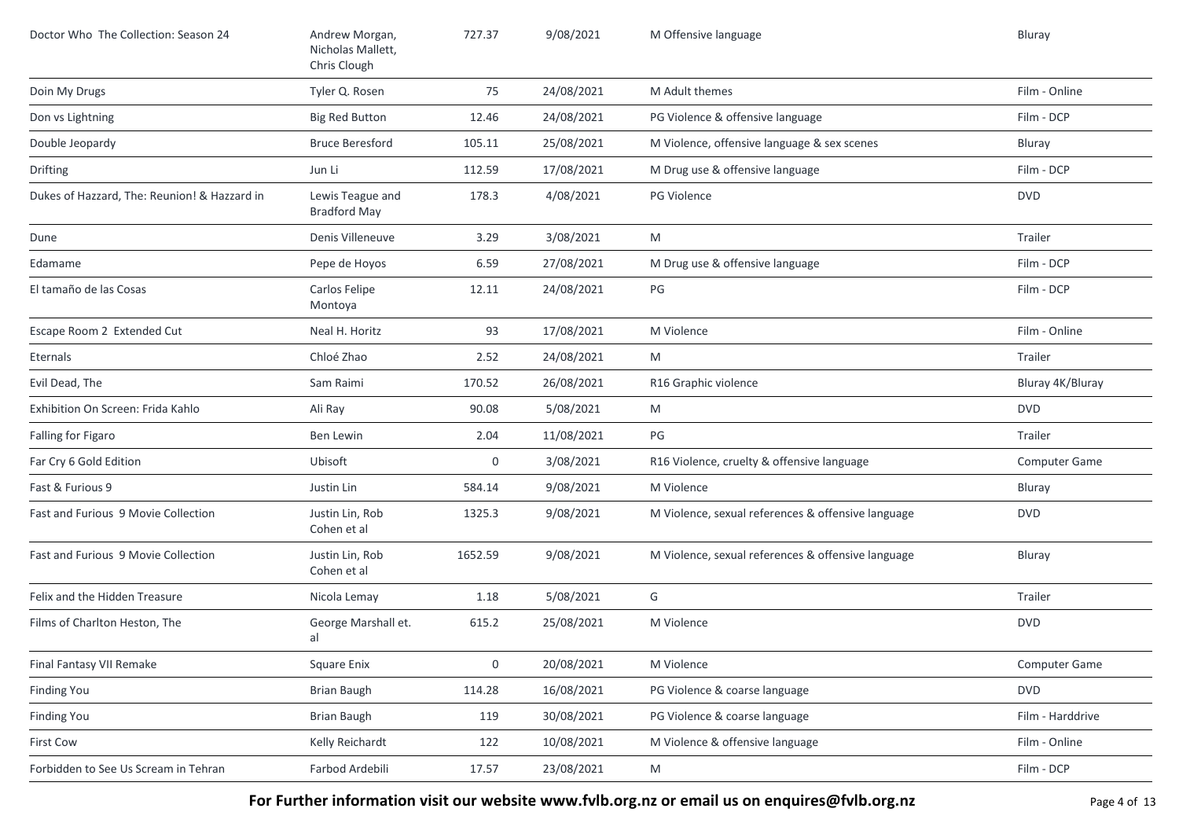| | | | | | |
|---|---|---|---|---|---|
| Doctor Who The Collection: Season 24 | Andrew Morgan, Nicholas Mallett, Chris Clough | 727.37 | 9/08/2021 | M Offensive language | Bluray |
| Doin My Drugs | Tyler Q. Rosen | 75 | 24/08/2021 | M Adult themes | Film - Online |
| Don vs Lightning | Big Red Button | 12.46 | 24/08/2021 | PG Violence & offensive language | Film - DCP |
| Double Jeopardy | Bruce Beresford | 105.11 | 25/08/2021 | M Violence, offensive language & sex scenes | Bluray |
| Drifting | Jun Li | 112.59 | 17/08/2021 | M Drug use & offensive language | Film - DCP |
| Dukes of Hazzard, The: Reunion! & Hazzard in | Lewis Teague and Bradford May | 178.3 | 4/08/2021 | PG Violence | DVD |
| Dune | Denis Villeneuve | 3.29 | 3/08/2021 | M | Trailer |
| Edamame | Pepe de Hoyos | 6.59 | 27/08/2021 | M Drug use & offensive language | Film - DCP |
| El tamaño de las Cosas | Carlos Felipe Montoya | 12.11 | 24/08/2021 | PG | Film - DCP |
| Escape Room 2 Extended Cut | Neal H. Horitz | 93 | 17/08/2021 | M Violence | Film - Online |
| Eternals | Chloé Zhao | 2.52 | 24/08/2021 | M | Trailer |
| Evil Dead, The | Sam Raimi | 170.52 | 26/08/2021 | R16 Graphic violence | Bluray 4K/Bluray |
| Exhibition On Screen: Frida Kahlo | Ali Ray | 90.08 | 5/08/2021 | M | DVD |
| Falling for Figaro | Ben Lewin | 2.04 | 11/08/2021 | PG | Trailer |
| Far Cry 6 Gold Edition | Ubisoft | 0 | 3/08/2021 | R16 Violence, cruelty & offensive language | Computer Game |
| Fast & Furious 9 | Justin Lin | 584.14 | 9/08/2021 | M Violence | Bluray |
| Fast and Furious 9 Movie Collection | Justin Lin, Rob Cohen et al | 1325.3 | 9/08/2021 | M Violence, sexual references & offensive language | DVD |
| Fast and Furious 9 Movie Collection | Justin Lin, Rob Cohen et al | 1652.59 | 9/08/2021 | M Violence, sexual references & offensive language | Bluray |
| Felix and the Hidden Treasure | Nicola Lemay | 1.18 | 5/08/2021 | G | Trailer |
| Films of Charlton Heston, The | George Marshall et. al | 615.2 | 25/08/2021 | M Violence | DVD |
| Final Fantasy VII Remake | Square Enix | 0 | 20/08/2021 | M Violence | Computer Game |
| Finding You | Brian Baugh | 114.28 | 16/08/2021 | PG Violence & coarse language | DVD |
| Finding You | Brian Baugh | 119 | 30/08/2021 | PG Violence & coarse language | Film - Harddrive |
| First Cow | Kelly Reichardt | 122 | 10/08/2021 | M Violence & offensive language | Film - Online |
| Forbidden to See Us Scream in Tehran | Farbod Ardebili | 17.57 | 23/08/2021 | M | Film - DCP |

**For Further information visit our website www.fvlb.org.nz or email us on enquires@fvlb.org.nz**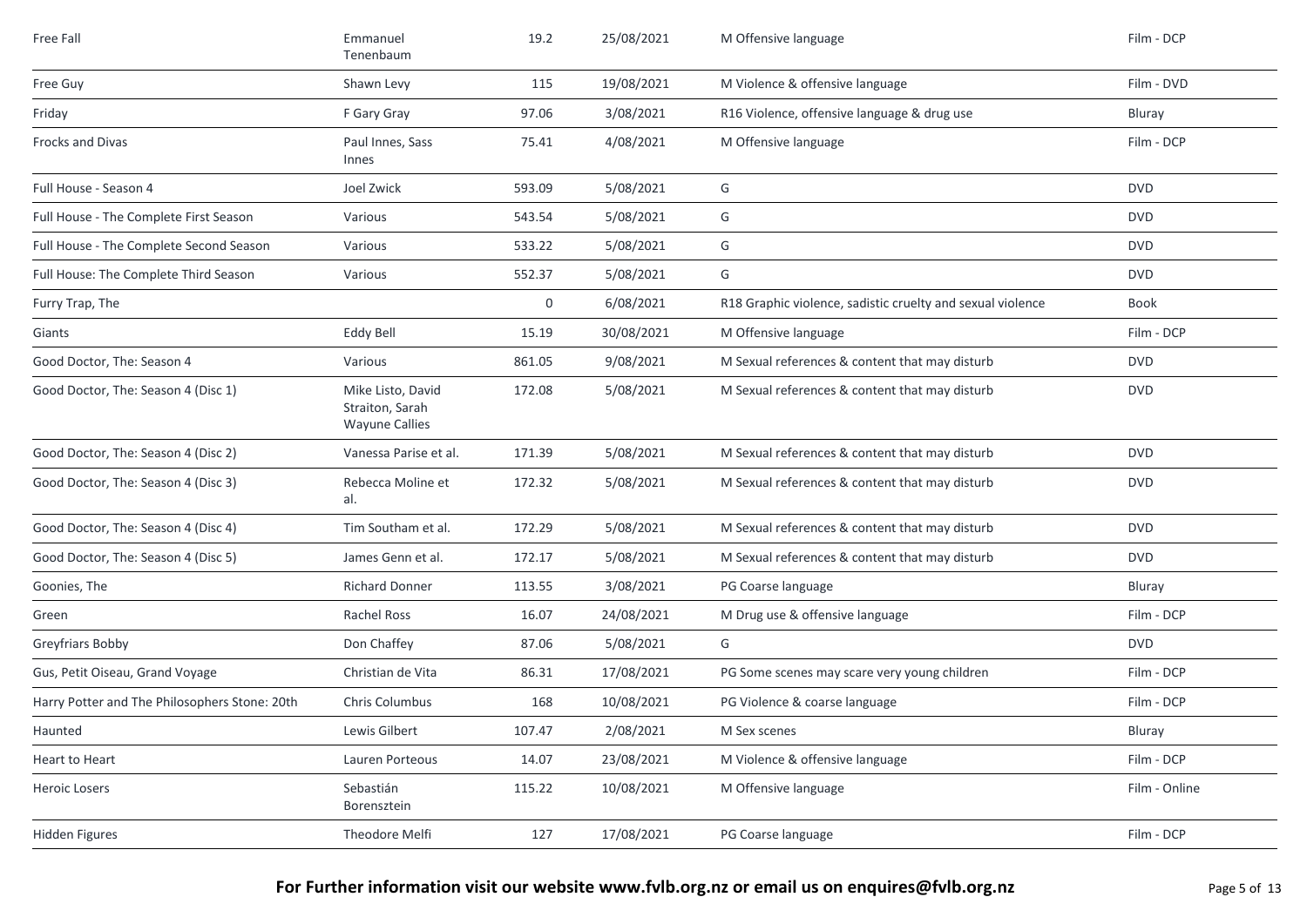| | | | | | |
|---|---|---|---|---|---|
| Free Fall | Emmanuel Tenenbaum | 19.2 | 25/08/2021 | M Offensive language | Film - DCP |
| Free Guy | Shawn Levy | 115 | 19/08/2021 | M Violence & offensive language | Film - DVD |
| Friday | F Gary Gray | 97.06 | 3/08/2021 | R16 Violence, offensive language & drug use | Bluray |
| Frocks and Divas | Paul Innes, Sass Innes | 75.41 | 4/08/2021 | M Offensive language | Film - DCP |
| Full House - Season 4 | Joel Zwick | 593.09 | 5/08/2021 | G | DVD |
| Full House - The Complete First Season | Various | 543.54 | 5/08/2021 | G | DVD |
| Full House - The Complete Second Season | Various | 533.22 | 5/08/2021 | G | DVD |
| Full House: The Complete Third Season | Various | 552.37 | 5/08/2021 | G | DVD |
| Furry Trap, The | | 0 | 6/08/2021 | R18 Graphic violence, sadistic cruelty and sexual violence | Book |
| Giants | Eddy Bell | 15.19 | 30/08/2021 | M Offensive language | Film - DCP |
| Good Doctor, The: Season 4 | Various | 861.05 | 9/08/2021 | M Sexual references & content that may disturb | DVD |
| Good Doctor, The: Season 4 (Disc 1) | Mike Listo, David Straiton, Sarah Wayune Callies | 172.08 | 5/08/2021 | M Sexual references & content that may disturb | DVD |
| Good Doctor, The: Season 4 (Disc 2) | Vanessa Parise et al. | 171.39 | 5/08/2021 | M Sexual references & content that may disturb | DVD |
| Good Doctor, The: Season 4 (Disc 3) | Rebecca Moline et al. | 172.32 | 5/08/2021 | M Sexual references & content that may disturb | DVD |
| Good Doctor, The: Season 4 (Disc 4) | Tim Southam et al. | 172.29 | 5/08/2021 | M Sexual references & content that may disturb | DVD |
| Good Doctor, The: Season 4 (Disc 5) | James Genn et al. | 172.17 | 5/08/2021 | M Sexual references & content that may disturb | DVD |
| Goonies, The | Richard Donner | 113.55 | 3/08/2021 | PG Coarse language | Bluray |
| Green | Rachel Ross | 16.07 | 24/08/2021 | M Drug use & offensive language | Film - DCP |
| Greyfriars Bobby | Don Chaffey | 87.06 | 5/08/2021 | G | DVD |
| Gus, Petit Oiseau, Grand Voyage | Christian de Vita | 86.31 | 17/08/2021 | PG Some scenes may scare very young children | Film - DCP |
| Harry Potter and The Philosophers Stone: 20th | Chris Columbus | 168 | 10/08/2021 | PG Violence & coarse language | Film - DCP |
| Haunted | Lewis Gilbert | 107.47 | 2/08/2021 | M Sex scenes | Bluray |
| Heart to Heart | Lauren Porteous | 14.07 | 23/08/2021 | M Violence & offensive language | Film - DCP |
| Heroic Losers | Sebastián Borensztein | 115.22 | 10/08/2021 | M Offensive language | Film - Online |
| Hidden Figures | Theodore Melfi | 127 | 17/08/2021 | PG Coarse language | Film - DCP |

**For Further information visit our website www.fvlb.org.nz or email us on enquires@fvlb.org.nz**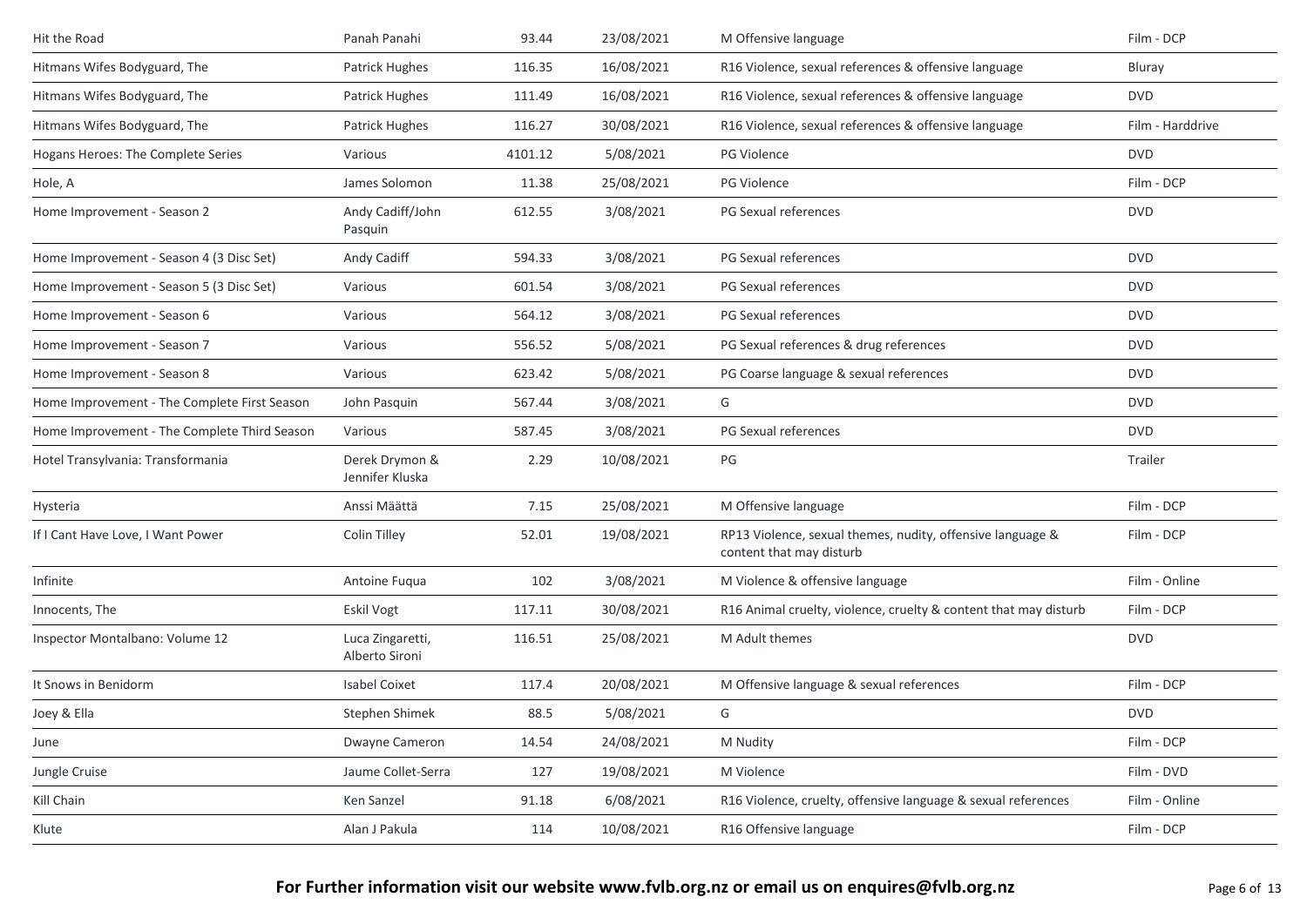| | | | | | |
|---|---|---|---|---|---|
| Hit the Road | Panah Panahi | 93.44 | 23/08/2021 | M Offensive language | Film - DCP |
| Hitmans Wifes Bodyguard, The | Patrick Hughes | 116.35 | 16/08/2021 | R16 Violence, sexual references & offensive language | Bluray |
| Hitmans Wifes Bodyguard, The | Patrick Hughes | 111.49 | 16/08/2021 | R16 Violence, sexual references & offensive language | DVD |
| Hitmans Wifes Bodyguard, The | Patrick Hughes | 116.27 | 30/08/2021 | R16 Violence, sexual references & offensive language | Film - Harddrive |
| Hogans Heroes: The Complete Series | Various | 4101.12 | 5/08/2021 | PG Violence | DVD |
| Hole, A | James Solomon | 11.38 | 25/08/2021 | PG Violence | Film - DCP |
| Home Improvement - Season 2 | Andy Cadiff/John Pasquin | 612.55 | 3/08/2021 | PG Sexual references | DVD |
| Home Improvement - Season 4 (3 Disc Set) | Andy Cadiff | 594.33 | 3/08/2021 | PG Sexual references | DVD |
| Home Improvement - Season 5 (3 Disc Set) | Various | 601.54 | 3/08/2021 | PG Sexual references | DVD |
| Home Improvement - Season 6 | Various | 564.12 | 3/08/2021 | PG Sexual references | DVD |
| Home Improvement - Season 7 | Various | 556.52 | 5/08/2021 | PG Sexual references & drug references | DVD |
| Home Improvement - Season 8 | Various | 623.42 | 5/08/2021 | PG Coarse language & sexual references | DVD |
| Home Improvement - The Complete First Season | John Pasquin | 567.44 | 3/08/2021 | G | DVD |
| Home Improvement - The Complete Third Season | Various | 587.45 | 3/08/2021 | PG Sexual references | DVD |
| Hotel Transylvania: Transformania | Derek Drymon & Jennifer Kluska | 2.29 | 10/08/2021 | PG | Trailer |
| Hysteria | Anssi Määttä | 7.15 | 25/08/2021 | M Offensive language | Film - DCP |
| If I Cant Have Love, I Want Power | Colin Tilley | 52.01 | 19/08/2021 | RP13 Violence, sexual themes, nudity, offensive language & content that may disturb | Film - DCP |
| Infinite | Antoine Fuqua | 102 | 3/08/2021 | M Violence & offensive language | Film - Online |
| Innocents, The | Eskil Vogt | 117.11 | 30/08/2021 | R16 Animal cruelty, violence, cruelty & content that may disturb | Film - DCP |
| Inspector Montalbano: Volume 12 | Luca Zingaretti, Alberto Sironi | 116.51 | 25/08/2021 | M Adult themes | DVD |
| It Snows in Benidorm | Isabel Coixet | 117.4 | 20/08/2021 | M Offensive language & sexual references | Film - DCP |
| Joey & Ella | Stephen Shimek | 88.5 | 5/08/2021 | G | DVD |
| June | Dwayne Cameron | 14.54 | 24/08/2021 | M Nudity | Film - DCP |
| Jungle Cruise | Jaume Collet-Serra | 127 | 19/08/2021 | M Violence | Film - DVD |
| Kill Chain | Ken Sanzel | 91.18 | 6/08/2021 | R16 Violence, cruelty, offensive language & sexual references | Film - Online |
| Klute | Alan J Pakula | 114 | 10/08/2021 | R16 Offensive language | Film - DCP |

**For Further information visit our website www.fvlb.org.nz or email us on enquires@fvlb.org.nz**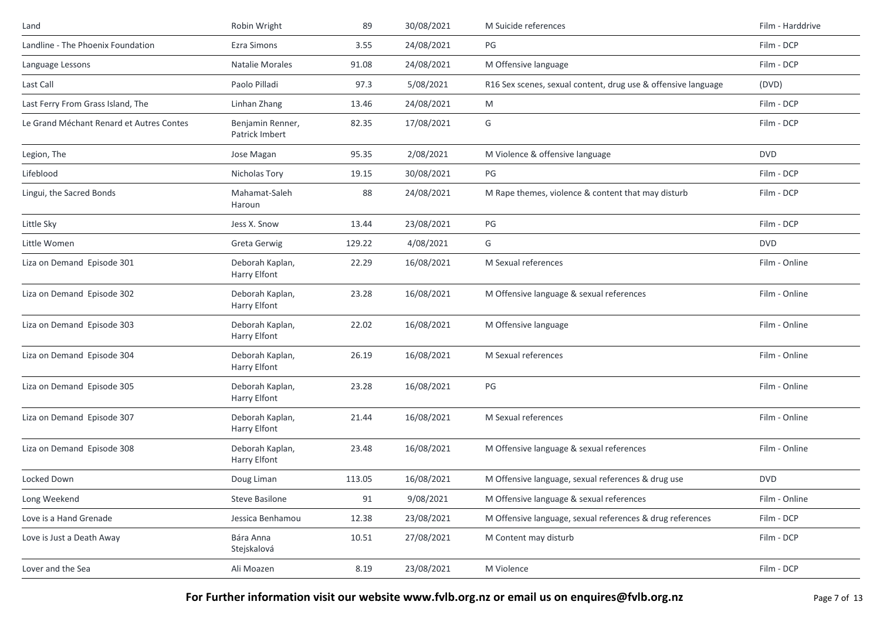| | | | | | |
|---|---|---|---|---|---|
| Land | Robin Wright | 89 | 30/08/2021 | M Suicide references | Film - Harddrive |
| Landline - The Phoenix Foundation | Ezra Simons | 3.55 | 24/08/2021 | PG | Film - DCP |
| Language Lessons | Natalie Morales | 91.08 | 24/08/2021 | M Offensive language | Film - DCP |
| Last Call | Paolo Pilladi | 97.3 | 5/08/2021 | R16 Sex scenes, sexual content, drug use & offensive language | (DVD) |
| Last Ferry From Grass Island, The | Linhan Zhang | 13.46 | 24/08/2021 | M | Film - DCP |
| Le Grand Méchant Renard et Autres Contes | Benjamin Renner, Patrick Imbert | 82.35 | 17/08/2021 | G | Film - DCP |
| Legion, The | Jose Magan | 95.35 | 2/08/2021 | M Violence & offensive language | DVD |
| Lifeblood | Nicholas Tory | 19.15 | 30/08/2021 | PG | Film - DCP |
| Lingui, the Sacred Bonds | Mahamat-Saleh Haroun | 88 | 24/08/2021 | M Rape themes, violence & content that may disturb | Film - DCP |
| Little Sky | Jess X. Snow | 13.44 | 23/08/2021 | PG | Film - DCP |
| Little Women | Greta Gerwig | 129.22 | 4/08/2021 | G | DVD |
| Liza on Demand Episode 301 | Deborah Kaplan, Harry Elfont | 22.29 | 16/08/2021 | M Sexual references | Film - Online |
| Liza on Demand Episode 302 | Deborah Kaplan, Harry Elfont | 23.28 | 16/08/2021 | M Offensive language & sexual references | Film - Online |
| Liza on Demand Episode 303 | Deborah Kaplan, Harry Elfont | 22.02 | 16/08/2021 | M Offensive language | Film - Online |
| Liza on Demand Episode 304 | Deborah Kaplan, Harry Elfont | 26.19 | 16/08/2021 | M Sexual references | Film - Online |
| Liza on Demand Episode 305 | Deborah Kaplan, Harry Elfont | 23.28 | 16/08/2021 | PG | Film - Online |
| Liza on Demand Episode 307 | Deborah Kaplan, Harry Elfont | 21.44 | 16/08/2021 | M Sexual references | Film - Online |
| Liza on Demand Episode 308 | Deborah Kaplan, Harry Elfont | 23.48 | 16/08/2021 | M Offensive language & sexual references | Film - Online |
| Locked Down | Doug Liman | 113.05 | 16/08/2021 | M Offensive language, sexual references & drug use | DVD |
| Long Weekend | Steve Basilone | 91 | 9/08/2021 | M Offensive language & sexual references | Film - Online |
| Love is a Hand Grenade | Jessica Benhamou | 12.38 | 23/08/2021 | M Offensive language, sexual references & drug references | Film - DCP |
| Love is Just a Death Away | Bára Anna Stejskalová | 10.51 | 27/08/2021 | M Content may disturb | Film - DCP |
| Lover and the Sea | Ali Moazen | 8.19 | 23/08/2021 | M Violence | Film - DCP |

**For Further information visit our website www.fvlb.org.nz or email us on enquires@fvlb.org.nz**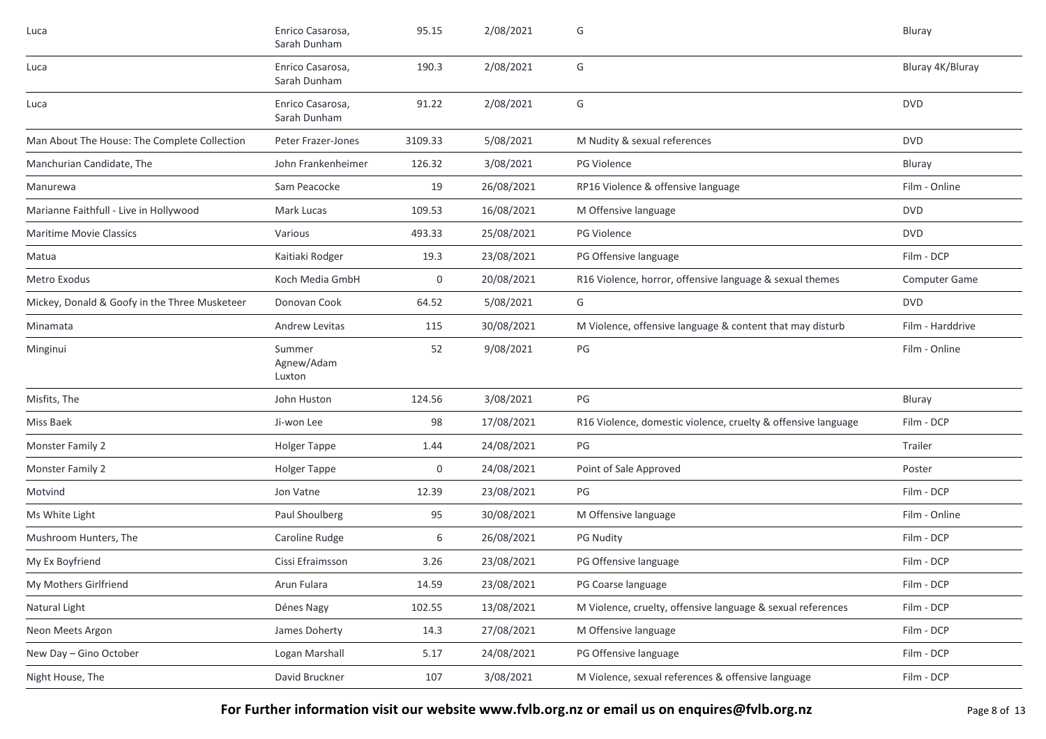| | | | | | |
|---|---|---|---|---|---|
| Luca | Enrico Casarosa, Sarah Dunham | 95.15 | 2/08/2021 | G | Bluray |
| Luca | Enrico Casarosa, Sarah Dunham | 190.3 | 2/08/2021 | G | Bluray 4K/Bluray |
| Luca | Enrico Casarosa, Sarah Dunham | 91.22 | 2/08/2021 | G | DVD |
| Man About The House: The Complete Collection | Peter Frazer-Jones | 3109.33 | 5/08/2021 | M Nudity & sexual references | DVD |
| Manchurian Candidate, The | John Frankenheimer | 126.32 | 3/08/2021 | PG Violence | Bluray |
| Manurewa | Sam Peacocke | 19 | 26/08/2021 | RP16 Violence & offensive language | Film - Online |
| Marianne Faithfull - Live in Hollywood | Mark Lucas | 109.53 | 16/08/2021 | M Offensive language | DVD |
| Maritime Movie Classics | Various | 493.33 | 25/08/2021 | PG Violence | DVD |
| Matua | Kaitiaki Rodger | 19.3 | 23/08/2021 | PG Offensive language | Film - DCP |
| Metro Exodus | Koch Media GmbH | 0 | 20/08/2021 | R16 Violence, horror, offensive language & sexual themes | Computer Game |
| Mickey, Donald & Goofy in the Three Musketeer | Donovan Cook | 64.52 | 5/08/2021 | G | DVD |
| Minamata | Andrew Levitas | 115 | 30/08/2021 | M Violence, offensive language & content that may disturb | Film - Harddrive |
| Minginui | Summer Agnew/Adam Luxton | 52 | 9/08/2021 | PG | Film - Online |
| Misfits, The | John Huston | 124.56 | 3/08/2021 | PG | Bluray |
| Miss Baek | Ji-won Lee | 98 | 17/08/2021 | R16 Violence, domestic violence, cruelty & offensive language | Film - DCP |
| Monster Family 2 | Holger Tappe | 1.44 | 24/08/2021 | PG | Trailer |
| Monster Family 2 | Holger Tappe | 0 | 24/08/2021 | Point of Sale Approved | Poster |
| Motvind | Jon Vatne | 12.39 | 23/08/2021 | PG | Film - DCP |
| Ms White Light | Paul Shoulberg | 95 | 30/08/2021 | M Offensive language | Film - Online |
| Mushroom Hunters, The | Caroline Rudge | 6 | 26/08/2021 | PG Nudity | Film - DCP |
| My Ex Boyfriend | Cissi Efraimsson | 3.26 | 23/08/2021 | PG Offensive language | Film - DCP |
| My Mothers Girlfriend | Arun Fulara | 14.59 | 23/08/2021 | PG Coarse language | Film - DCP |
| Natural Light | Dénes Nagy | 102.55 | 13/08/2021 | M Violence, cruelty, offensive language & sexual references | Film - DCP |
| Neon Meets Argon | James Doherty | 14.3 | 27/08/2021 | M Offensive language | Film - DCP |
| New Day – Gino October | Logan Marshall | 5.17 | 24/08/2021 | PG Offensive language | Film - DCP |
| Night House, The | David Bruckner | 107 | 3/08/2021 | M Violence, sexual references & offensive language | Film - DCP |

**For Further information visit our website www.fvlb.org.nz or email us on enquires@fvlb.org.nz**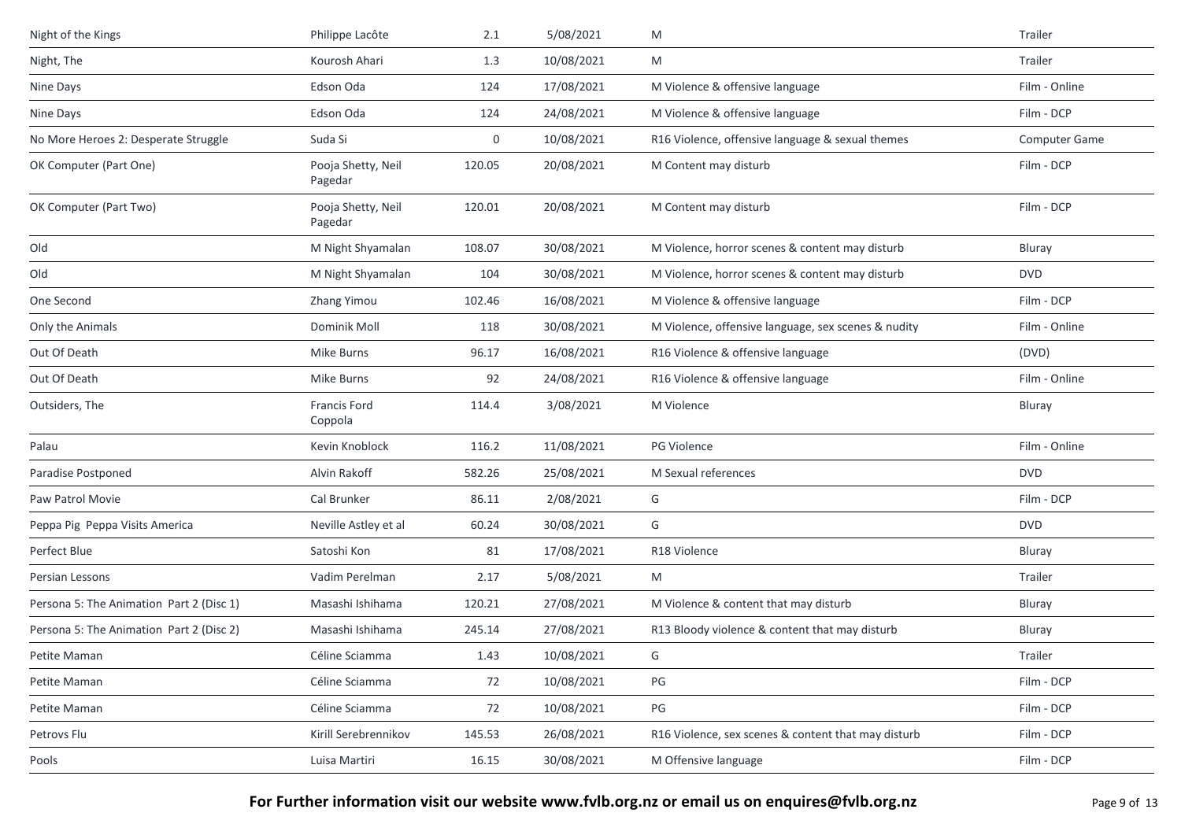| | | | | | |
|---|---|---|---|---|---|
| Night of the Kings | Philippe Lacôte | 2.1 | 5/08/2021 | M | Trailer |
| Night, The | Kourosh Ahari | 1.3 | 10/08/2021 | M | Trailer |
| Nine Days | Edson Oda | 124 | 17/08/2021 | M Violence & offensive language | Film - Online |
| Nine Days | Edson Oda | 124 | 24/08/2021 | M Violence & offensive language | Film - DCP |
| No More Heroes 2: Desperate Struggle | Suda Si | 0 | 10/08/2021 | R16 Violence, offensive language & sexual themes | Computer Game |
| OK Computer (Part One) | Pooja Shetty, Neil Pagedar | 120.05 | 20/08/2021 | M Content may disturb | Film - DCP |
| OK Computer (Part Two) | Pooja Shetty, Neil Pagedar | 120.01 | 20/08/2021 | M Content may disturb | Film - DCP |
| Old | M Night Shyamalan | 108.07 | 30/08/2021 | M Violence, horror scenes & content may disturb | Bluray |
| Old | M Night Shyamalan | 104 | 30/08/2021 | M Violence, horror scenes & content may disturb | DVD |
| One Second | Zhang Yimou | 102.46 | 16/08/2021 | M Violence & offensive language | Film - DCP |
| Only the Animals | Dominik Moll | 118 | 30/08/2021 | M Violence, offensive language, sex scenes & nudity | Film - Online |
| Out Of Death | Mike Burns | 96.17 | 16/08/2021 | R16 Violence & offensive language | (DVD) |
| Out Of Death | Mike Burns | 92 | 24/08/2021 | R16 Violence & offensive language | Film - Online |
| Outsiders, The | Francis Ford Coppola | 114.4 | 3/08/2021 | M Violence | Bluray |
| Palau | Kevin Knoblock | 116.2 | 11/08/2021 | PG Violence | Film - Online |
| Paradise Postponed | Alvin Rakoff | 582.26 | 25/08/2021 | M Sexual references | DVD |
| Paw Patrol Movie | Cal Brunker | 86.11 | 2/08/2021 | G | Film - DCP |
| Peppa Pig Peppa Visits America | Neville Astley et al | 60.24 | 30/08/2021 | G | DVD |
| Perfect Blue | Satoshi Kon | 81 | 17/08/2021 | R18 Violence | Bluray |
| Persian Lessons | Vadim Perelman | 2.17 | 5/08/2021 | M | Trailer |
| Persona 5: The Animation Part 2 (Disc 1) | Masashi Ishihama | 120.21 | 27/08/2021 | M Violence & content that may disturb | Bluray |
| Persona 5: The Animation Part 2 (Disc 2) | Masashi Ishihama | 245.14 | 27/08/2021 | R13 Bloody violence & content that may disturb | Bluray |
| Petite Maman | Céline Sciamma | 1.43 | 10/08/2021 | G | Trailer |
| Petite Maman | Céline Sciamma | 72 | 10/08/2021 | PG | Film - DCP |
| Petite Maman | Céline Sciamma | 72 | 10/08/2021 | PG | Film - DCP |
| Petrovs Flu | Kirill Serebrennikov | 145.53 | 26/08/2021 | R16 Violence, sex scenes & content that may disturb | Film - DCP |
| Pools | Luisa Martiri | 16.15 | 30/08/2021 | M Offensive language | Film - DCP |

**For Further information visit our website www.fvlb.org.nz or email us on enquires@fvlb.org.nz**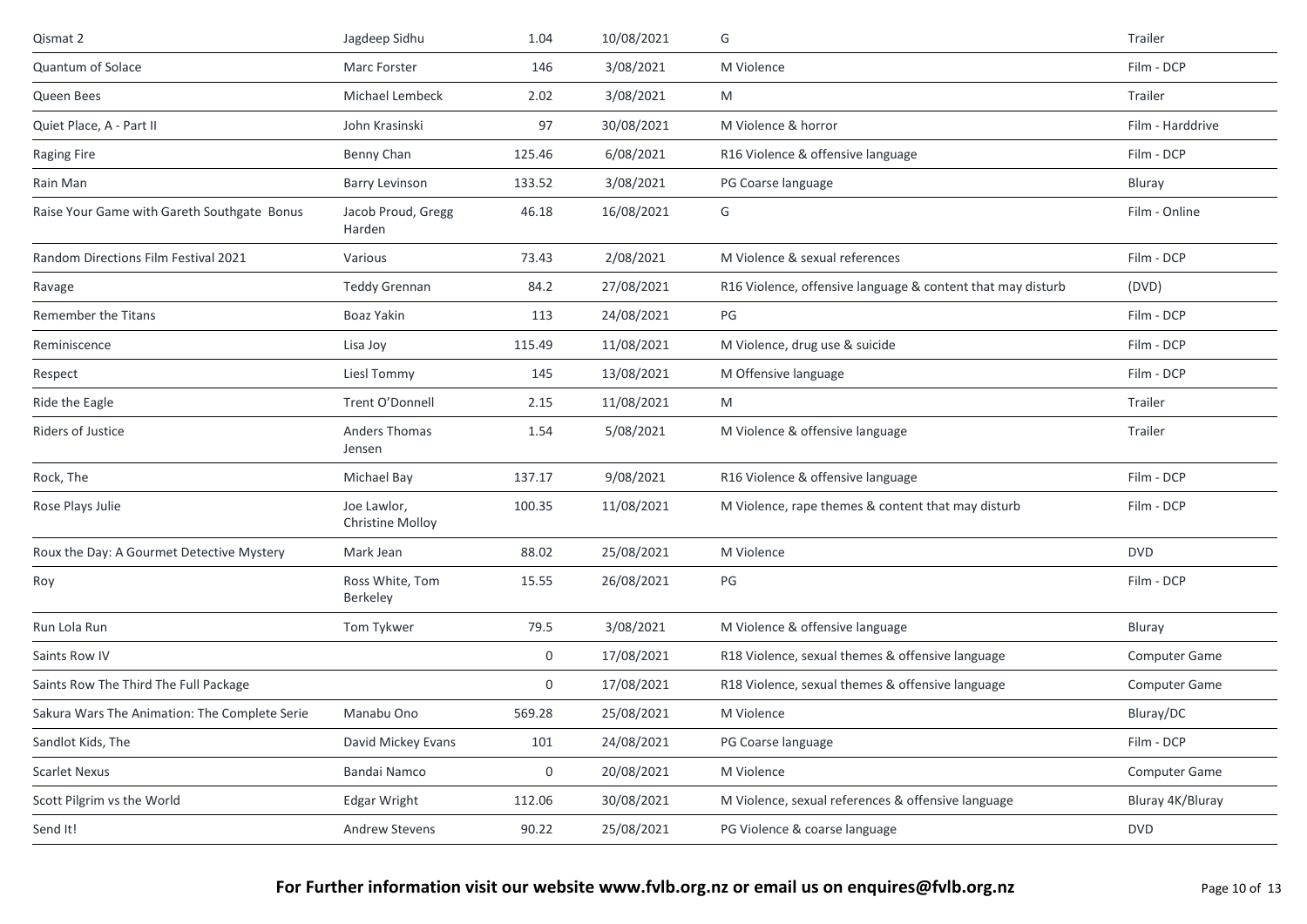| | | | | | |
|---|---|---|---|---|---|
| Qismat 2 | Jagdeep Sidhu | 1.04 | 10/08/2021 | G | Trailer |
| Quantum of Solace | Marc Forster | 146 | 3/08/2021 | M Violence | Film - DCP |
| Queen Bees | Michael Lembeck | 2.02 | 3/08/2021 | M | Trailer |
| Quiet Place, A - Part II | John Krasinski | 97 | 30/08/2021 | M Violence & horror | Film - Harddrive |
| Raging Fire | Benny Chan | 125.46 | 6/08/2021 | R16 Violence & offensive language | Film - DCP |
| Rain Man | Barry Levinson | 133.52 | 3/08/2021 | PG Coarse language | Bluray |
| Raise Your Game with Gareth Southgate Bonus | Jacob Proud, Gregg Harden | 46.18 | 16/08/2021 | G | Film - Online |
| Random Directions Film Festival 2021 | Various | 73.43 | 2/08/2021 | M Violence & sexual references | Film - DCP |
| Ravage | Teddy Grennan | 84.2 | 27/08/2021 | R16 Violence, offensive language & content that may disturb | (DVD) |
| Remember the Titans | Boaz Yakin | 113 | 24/08/2021 | PG | Film - DCP |
| Reminiscence | Lisa Joy | 115.49 | 11/08/2021 | M Violence, drug use & suicide | Film - DCP |
| Respect | Liesl Tommy | 145 | 13/08/2021 | M Offensive language | Film - DCP |
| Ride the Eagle | Trent O'Donnell | 2.15 | 11/08/2021 | M | Trailer |
| Riders of Justice | Anders Thomas Jensen | 1.54 | 5/08/2021 | M Violence & offensive language | Trailer |
| Rock, The | Michael Bay | 137.17 | 9/08/2021 | R16 Violence & offensive language | Film - DCP |
| Rose Plays Julie | Joe Lawlor, Christine Molloy | 100.35 | 11/08/2021 | M Violence, rape themes & content that may disturb | Film - DCP |
| Roux the Day: A Gourmet Detective Mystery | Mark Jean | 88.02 | 25/08/2021 | M Violence | DVD |
| Roy | Ross White, Tom Berkeley | 15.55 | 26/08/2021 | PG | Film - DCP |
| Run Lola Run | Tom Tykwer | 79.5 | 3/08/2021 | M Violence & offensive language | Bluray |
| Saints Row IV | | 0 | 17/08/2021 | R18 Violence, sexual themes & offensive language | Computer Game |
| Saints Row The Third The Full Package | | 0 | 17/08/2021 | R18 Violence, sexual themes & offensive language | Computer Game |
| Sakura Wars The Animation: The Complete Serie | Manabu Ono | 569.28 | 25/08/2021 | M Violence | Bluray/DC |
| Sandlot Kids, The | David Mickey Evans | 101 | 24/08/2021 | PG Coarse language | Film - DCP |
| Scarlet Nexus | Bandai Namco | 0 | 20/08/2021 | M Violence | Computer Game |
| Scott Pilgrim vs the World | Edgar Wright | 112.06 | 30/08/2021 | M Violence, sexual references & offensive language | Bluray 4K/Bluray |
| Send It! | Andrew Stevens | 90.22 | 25/08/2021 | PG Violence & coarse language | DVD |

**For Further information visit our website www.fvlb.org.nz or email us on enquires@fvlb.org.nz**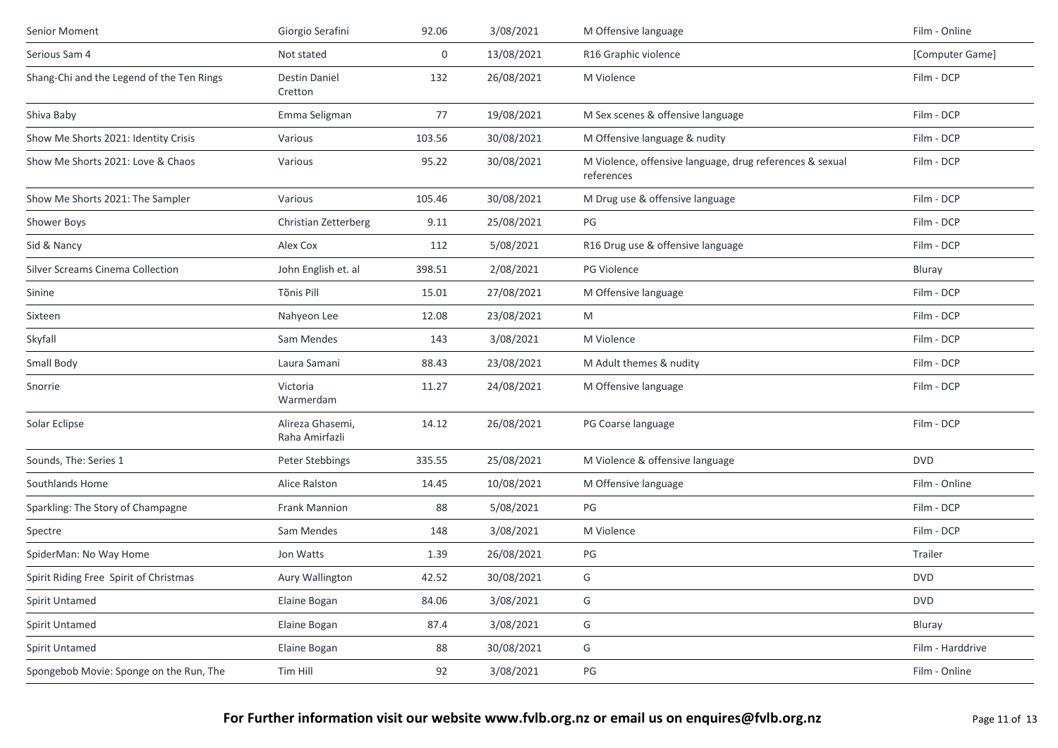| | | | | | |
|---|---|---|---|---|---|
| Senior Moment | Giorgio Serafini | 92.06 | 3/08/2021 | M Offensive language | Film - Online |
| Serious Sam 4 | Not stated | 0 | 13/08/2021 | R16 Graphic violence | [Computer Game] |
| Shang-Chi and the Legend of the Ten Rings | Destin Daniel Cretton | 132 | 26/08/2021 | M Violence | Film - DCP |
| Shiva Baby | Emma Seligman | 77 | 19/08/2021 | M Sex scenes & offensive language | Film - DCP |
| Show Me Shorts 2021: Identity Crisis | Various | 103.56 | 30/08/2021 | M Offensive language & nudity | Film - DCP |
| Show Me Shorts 2021: Love & Chaos | Various | 95.22 | 30/08/2021 | M Violence, offensive language, drug references & sexual references | Film - DCP |
| Show Me Shorts 2021: The Sampler | Various | 105.46 | 30/08/2021 | M Drug use & offensive language | Film - DCP |
| Shower Boys | Christian Zetterberg | 9.11 | 25/08/2021 | PG | Film - DCP |
| Sid & Nancy | Alex Cox | 112 | 5/08/2021 | R16 Drug use & offensive language | Film - DCP |
| Silver Screams Cinema Collection | John English et. al | 398.51 | 2/08/2021 | PG Violence | Bluray |
| Sinine | Tõnis Pill | 15.01 | 27/08/2021 | M Offensive language | Film - DCP |
| Sixteen | Nahyeon Lee | 12.08 | 23/08/2021 | M | Film - DCP |
| Skyfall | Sam Mendes | 143 | 3/08/2021 | M Violence | Film - DCP |
| Small Body | Laura Samani | 88.43 | 23/08/2021 | M Adult themes & nudity | Film - DCP |
| Snorrie | Victoria Warmerdam | 11.27 | 24/08/2021 | M Offensive language | Film - DCP |
| Solar Eclipse | Alireza Ghasemi, Raha Amirfazli | 14.12 | 26/08/2021 | PG Coarse language | Film - DCP |
| Sounds, The: Series 1 | Peter Stebbings | 335.55 | 25/08/2021 | M Violence & offensive language | DVD |
| Southlands Home | Alice Ralston | 14.45 | 10/08/2021 | M Offensive language | Film - Online |
| Sparkling: The Story of Champagne | Frank Mannion | 88 | 5/08/2021 | PG | Film - DCP |
| Spectre | Sam Mendes | 148 | 3/08/2021 | M Violence | Film - DCP |
| SpiderMan: No Way Home | Jon Watts | 1.39 | 26/08/2021 | PG | Trailer |
| Spirit Riding Free Spirit of Christmas | Aury Wallington | 42.52 | 30/08/2021 | G | DVD |
| Spirit Untamed | Elaine Bogan | 84.06 | 3/08/2021 | G | DVD |
| Spirit Untamed | Elaine Bogan | 87.4 | 3/08/2021 | G | Bluray |
| Spirit Untamed | Elaine Bogan | 88 | 30/08/2021 | G | Film - Harddrive |
| Spongebob Movie: Sponge on the Run, The | Tim Hill | 92 | 3/08/2021 | PG | Film - Online |

**For Further information visit our website www.fvlb.org.nz or email us on enquires@fvlb.org.nz**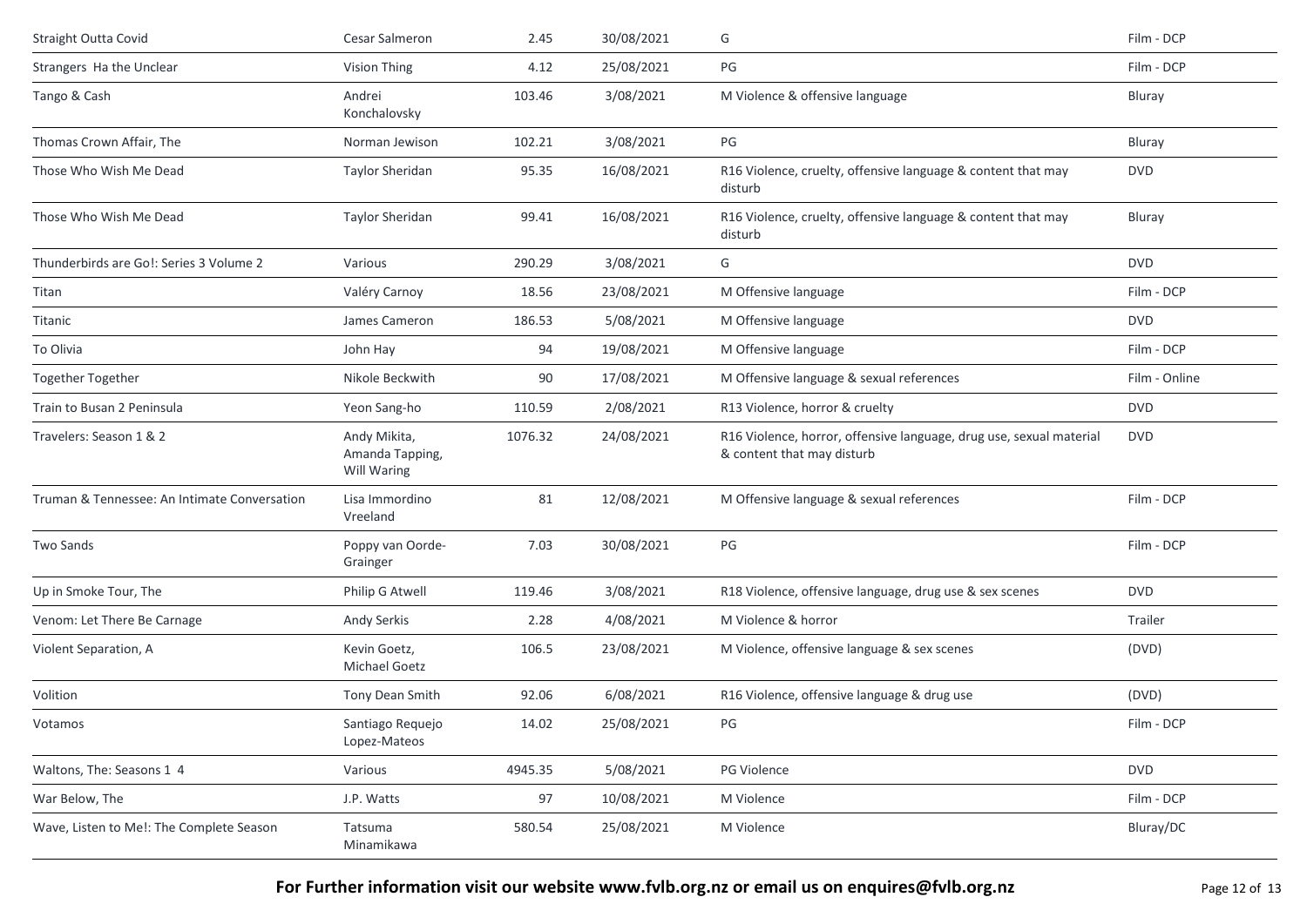| | | | | | |
|---|---|---|---|---|---|
| Straight Outta Covid | Cesar Salmeron | 2.45 | 30/08/2021 | G | Film - DCP |
| Strangers Ha the Unclear | Vision Thing | 4.12 | 25/08/2021 | PG | Film - DCP |
| Tango & Cash | Andrei Konchalovsky | 103.46 | 3/08/2021 | M Violence & offensive language | Bluray |
| Thomas Crown Affair, The | Norman Jewison | 102.21 | 3/08/2021 | PG | Bluray |
| Those Who Wish Me Dead | Taylor Sheridan | 95.35 | 16/08/2021 | R16 Violence, cruelty, offensive language & content that may disturb | DVD |
| Those Who Wish Me Dead | Taylor Sheridan | 99.41 | 16/08/2021 | R16 Violence, cruelty, offensive language & content that may disturb | Bluray |
| Thunderbirds are Go!: Series 3 Volume 2 | Various | 290.29 | 3/08/2021 | G | DVD |
| Titan | Valéry Carnoy | 18.56 | 23/08/2021 | M Offensive language | Film - DCP |
| Titanic | James Cameron | 186.53 | 5/08/2021 | M Offensive language | DVD |
| To Olivia | John Hay | 94 | 19/08/2021 | M Offensive language | Film - DCP |
| Together Together | Nikole Beckwith | 90 | 17/08/2021 | M Offensive language & sexual references | Film - Online |
| Train to Busan 2 Peninsula | Yeon Sang-ho | 110.59 | 2/08/2021 | R13 Violence, horror & cruelty | DVD |
| Travelers: Season 1 & 2 | Andy Mikita, Amanda Tapping, Will Waring | 1076.32 | 24/08/2021 | R16 Violence, horror, offensive language, drug use, sexual material & content that may disturb | DVD |
| Truman & Tennessee: An Intimate Conversation | Lisa Immordino Vreeland | 81 | 12/08/2021 | M Offensive language & sexual references | Film - DCP |
| Two Sands | Poppy van Oorde-Grainger | 7.03 | 30/08/2021 | PG | Film - DCP |
| Up in Smoke Tour, The | Philip G Atwell | 119.46 | 3/08/2021 | R18 Violence, offensive language, drug use & sex scenes | DVD |
| Venom: Let There Be Carnage | Andy Serkis | 2.28 | 4/08/2021 | M Violence & horror | Trailer |
| Violent Separation, A | Kevin Goetz, Michael Goetz | 106.5 | 23/08/2021 | M Violence, offensive language & sex scenes | (DVD) |
| Volition | Tony Dean Smith | 92.06 | 6/08/2021 | R16 Violence, offensive language & drug use | (DVD) |
| Votamos | Santiago Requejo Lopez-Mateos | 14.02 | 25/08/2021 | PG | Film - DCP |
| Waltons, The: Seasons 1 4 | Various | 4945.35 | 5/08/2021 | PG Violence | DVD |
| War Below, The | J.P. Watts | 97 | 10/08/2021 | M Violence | Film - DCP |
| Wave, Listen to Me!: The Complete Season | Tatsuma Minamikawa | 580.54 | 25/08/2021 | M Violence | Bluray/DC |

**For Further information visit our website www.fvlb.org.nz or email us on enquires@fvlb.org.nz**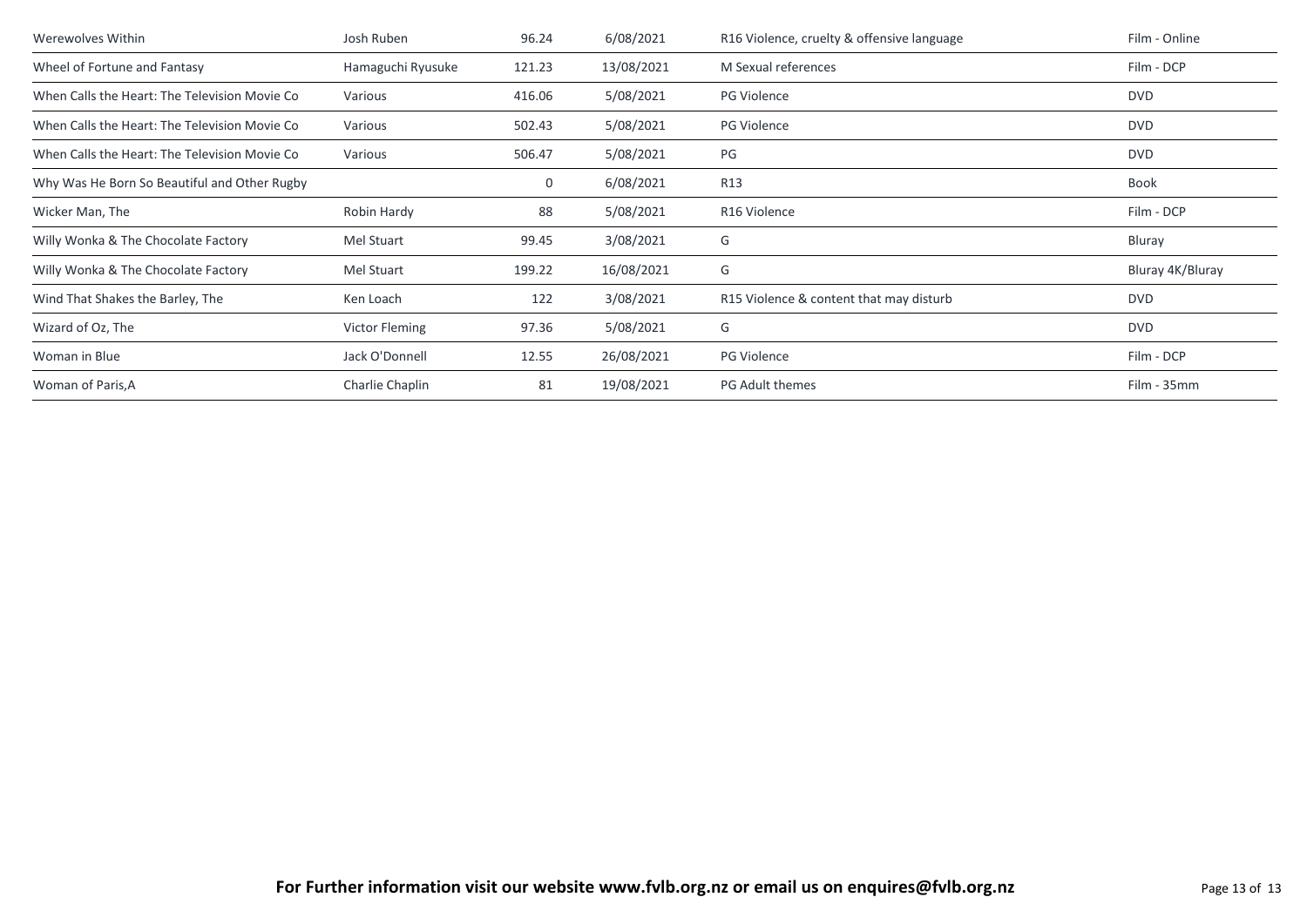| | | | | | |
|---|---|---|---|---|---|
| Werewolves Within | Josh Ruben | 96.24 | 6/08/2021 | R16 Violence, cruelty & offensive language | Film - Online |
| Wheel of Fortune and Fantasy | Hamaguchi Ryusuke | 121.23 | 13/08/2021 | M Sexual references | Film - DCP |
| When Calls the Heart: The Television Movie Co | Various | 416.06 | 5/08/2021 | PG Violence | DVD |
| When Calls the Heart: The Television Movie Co | Various | 502.43 | 5/08/2021 | PG Violence | DVD |
| When Calls the Heart: The Television Movie Co | Various | 506.47 | 5/08/2021 | PG | DVD |
| Why Was He Born So Beautiful and Other Rugby | | 0 | 6/08/2021 | R13 | Book |
| Wicker Man, The | Robin Hardy | 88 | 5/08/2021 | R16 Violence | Film - DCP |
| Willy Wonka & The Chocolate Factory | Mel Stuart | 99.45 | 3/08/2021 | G | Bluray |
| Willy Wonka & The Chocolate Factory | Mel Stuart | 199.22 | 16/08/2021 | G | Bluray 4K/Bluray |
| Wind That Shakes the Barley, The | Ken Loach | 122 | 3/08/2021 | R15 Violence & content that may disturb | DVD |
| Wizard of Oz, The | Victor Fleming | 97.36 | 5/08/2021 | G | DVD |
| Woman in Blue | Jack O'Donnell | 12.55 | 26/08/2021 | PG Violence | Film - DCP |
| Woman of Paris,A | Charlie Chaplin | 81 | 19/08/2021 | PG Adult themes | Film - 35mm |

**For Further information visit our website www.fvlb.org.nz or email us on enquires@fvlb.org.nz**